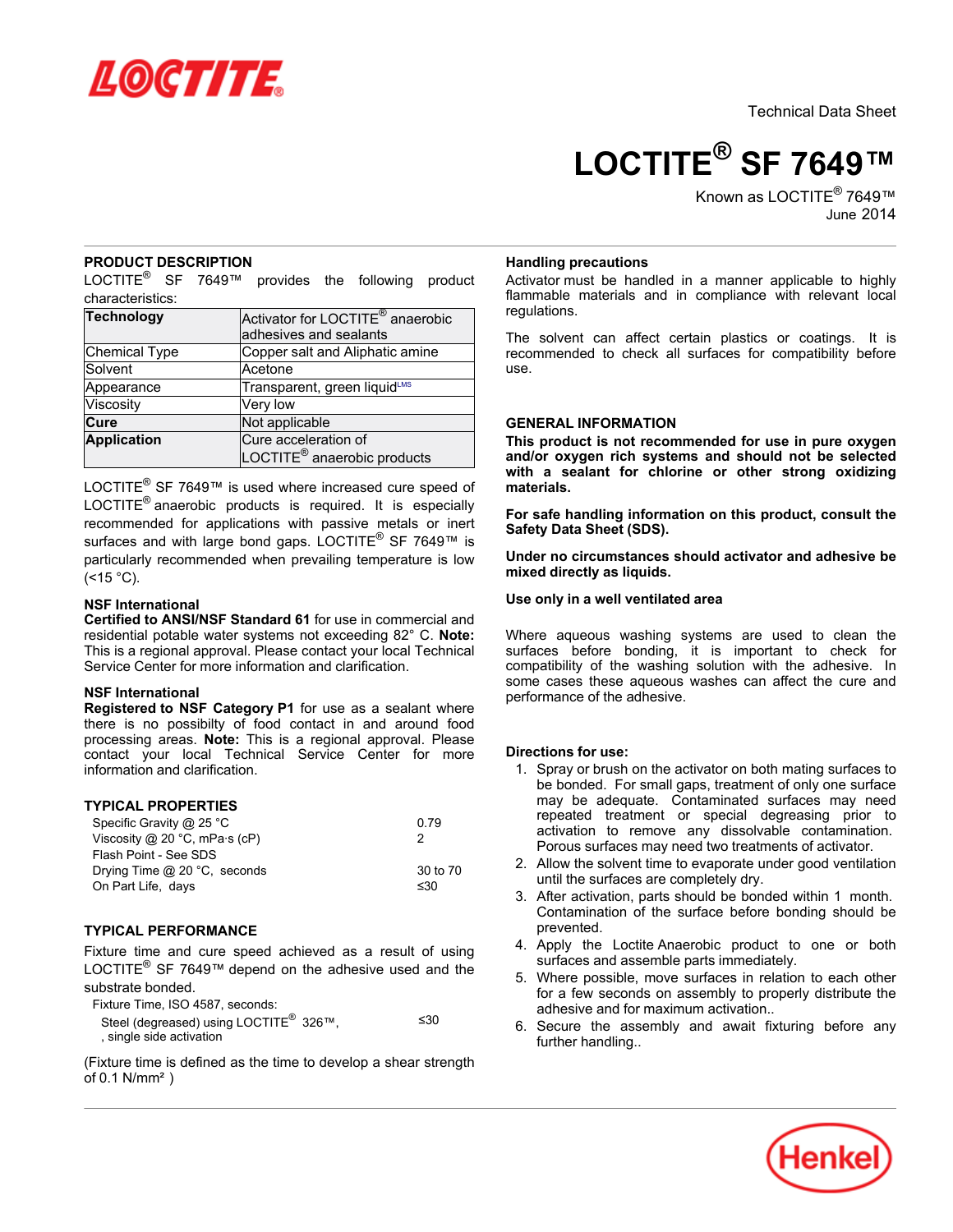Technical Data Sheet

# LOCTITE® SF 7649™

Known as LOCTITE® 7649™
June 2014

## PRODUCT DESCRIPTION

LOCTITE® SF 7649™ provides the following product characteristics:

| | |
|---|---|
| **Technology** | Activator for LOCTITE® anaerobic adhesives and sealants |
| Chemical Type | Copper salt and Aliphatic amine |
| Solvent | Acetone |
| Appearance | Transparent, green liquid[LMS] |
| Viscosity | Very low |
| **Cure** | Not applicable |
| **Application** | Cure acceleration of LOCTITE® anaerobic products |

LOCTITE® SF 7649™ is used where increased cure speed of LOCTITE® anaerobic products is required. It is especially recommended for applications with passive metals or inert surfaces and with large bond gaps. LOCTITE® SF 7649™ is particularly recommended when prevailing temperature is low (<15 °C).

### NSF International

**Certified to ANSI/NSF Standard 61** for use in commercial and residential potable water systems not exceeding 82° C. **Note:** This is a regional approval. Please contact your local Technical Service Center for more information and clarification.

### NSF International

**Registered to NSF Category P1** for use as a sealant where there is no possibilty of food contact in and around food processing areas. **Note:** This is a regional approval. Please contact your local Technical Service Center for more information and clarification.

## TYPICAL PROPERTIES

| | |
|---|---|
| Specific Gravity @ 25 °C | 0.79 |
| Viscosity @ 20 °C, mPa·s (cP) | 2 |
| Flash Point - See SDS | |
| Drying Time @ 20 °C, seconds | 30 to 70 |
| On Part Life, days | ≤30 |

## TYPICAL PERFORMANCE

Fixture time and cure speed achieved as a result of using LOCTITE® SF 7649™ depend on the adhesive used and the substrate bonded.

Fixture Time, ISO 4587, seconds:

| | |
|---|---|
| Steel (degreased) using LOCTITE® 326™, , single side activation | ≤30 |

(Fixture time is defined as the time to develop a shear strength of 0.1 N/mm² )

### Handling precautions

Activator must be handled in a manner applicable to highly flammable materials and in compliance with relevant local regulations.

The solvent can affect certain plastics or coatings. It is recommended to check all surfaces for compatibility before use.

## GENERAL INFORMATION

**This product is not recommended for use in pure oxygen and/or oxygen rich systems and should not be selected with a sealant for chlorine or other strong oxidizing materials.**

**For safe handling information on this product, consult the Safety Data Sheet (SDS).**

**Under no circumstances should activator and adhesive be mixed directly as liquids.**

**Use only in a well ventilated area**

Where aqueous washing systems are used to clean the surfaces before bonding, it is important to check for compatibility of the washing solution with the adhesive. In some cases these aqueous washes can affect the cure and performance of the adhesive.

### Directions for use:

1. Spray or brush on the activator on both mating surfaces to be bonded. For small gaps, treatment of only one surface may be adequate. Contaminated surfaces may need repeated treatment or special degreasing prior to activation to remove any dissolvable contamination. Porous surfaces may need two treatments of activator.
2. Allow the solvent time to evaporate under good ventilation until the surfaces are completely dry.
3. After activation, parts should be bonded within 1 month. Contamination of the surface before bonding should be prevented.
4. Apply the Loctite Anaerobic product to one or both surfaces and assemble parts immediately.
5. Where possible, move surfaces in relation to each other for a few seconds on assembly to properly distribute the adhesive and for maximum activation..
6. Secure the assembly and await fixturing before any further handling..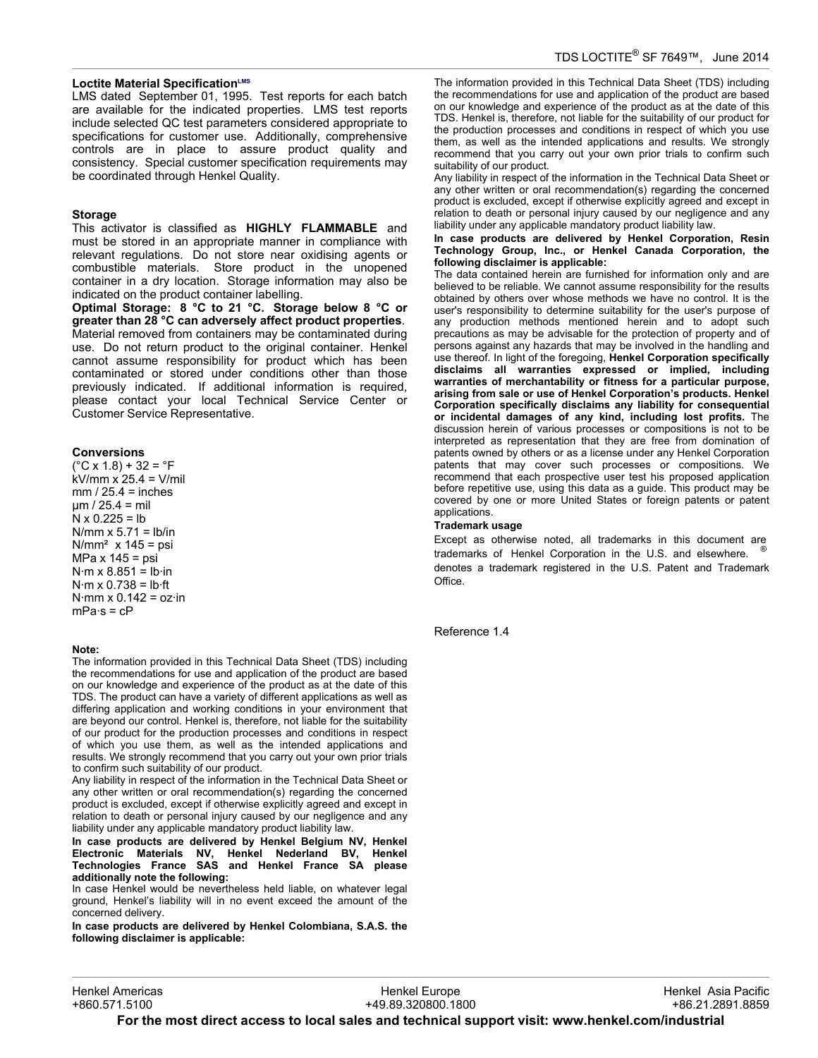### Loctite Material Specification[LMS]

LMS dated September 01, 1995. Test reports for each batch are available for the indicated properties. LMS test reports include selected QC test parameters considered appropriate to specifications for customer use. Additionally, comprehensive controls are in place to assure product quality and consistency. Special customer specification requirements may be coordinated through Henkel Quality.

### Storage

This activator is classified as **HIGHLY FLAMMABLE** and must be stored in an appropriate manner in compliance with relevant regulations. Do not store near oxidising agents or combustible materials. Store product in the unopened container in a dry location. Storage information may also be indicated on the product container labelling.

**Optimal Storage: 8 °C to 21 °C. Storage below 8 °C or greater than 28 °C can adversely affect product properties**. Material removed from containers may be contaminated during use. Do not return product to the original container. Henkel cannot assume responsibility for product which has been contaminated or stored under conditions other than those previously indicated. If additional information is required, please contact your local Technical Service Center or Customer Service Representative.

### Conversions

(°C x 1.8) + 32 = °F
kV/mm x 25.4 = V/mil
mm / 25.4 = inches
µm / 25.4 = mil
N x 0.225 = lb
N/mm x 5.71 = lb/in
N/mm² x 145 = psi
MPa x 145 = psi
N·m x 8.851 = lb·in
N·m x 0.738 = lb·ft
N·mm x 0.142 = oz·in
mPa·s = cP

### Note:

The information provided in this Technical Data Sheet (TDS) including the recommendations for use and application of the product are based on our knowledge and experience of the product as at the date of this TDS. The product can have a variety of different applications as well as differing application and working conditions in your environment that are beyond our control. Henkel is, therefore, not liable for the suitability of our product for the production processes and conditions in respect of which you use them, as well as the intended applications and results. We strongly recommend that you carry out your own prior trials to confirm such suitability of our product.

Any liability in respect of the information in the Technical Data Sheet or any other written or oral recommendation(s) regarding the concerned product is excluded, except if otherwise explicitly agreed and except in relation to death or personal injury caused by our negligence and any liability under any applicable mandatory product liability law.

**In case products are delivered by Henkel Belgium NV, Henkel Electronic Materials NV, Henkel Nederland BV, Henkel Technologies France SAS and Henkel France SA please additionally note the following:**

In case Henkel would be nevertheless held liable, on whatever legal ground, Henkel's liability will in no event exceed the amount of the concerned delivery.

**In case products are delivered by Henkel Colombiana, S.A.S. the following disclaimer is applicable:**

The information provided in this Technical Data Sheet (TDS) including the recommendations for use and application of the product are based on our knowledge and experience of the product as at the date of this TDS. Henkel is, therefore, not liable for the suitability of our product for the production processes and conditions in respect of which you use them, as well as the intended applications and results. We strongly recommend that you carry out your own prior trials to confirm such suitability of our product.

Any liability in respect of the information in the Technical Data Sheet or any other written or oral recommendation(s) regarding the concerned product is excluded, except if otherwise explicitly agreed and except in relation to death or personal injury caused by our negligence and any liability under any applicable mandatory product liability law.

**In case products are delivered by Henkel Corporation, Resin Technology Group, Inc., or Henkel Canada Corporation, the following disclaimer is applicable:**

The data contained herein are furnished for information only and are believed to be reliable. We cannot assume responsibility for the results obtained by others over whose methods we have no control. It is the user's responsibility to determine suitability for the user's purpose of any production methods mentioned herein and to adopt such precautions as may be advisable for the protection of property and of persons against any hazards that may be involved in the handling and use thereof. In light of the foregoing, **Henkel Corporation specifically disclaims all warranties expressed or implied, including warranties of merchantability or fitness for a particular purpose, arising from sale or use of Henkel Corporation's products. Henkel Corporation specifically disclaims any liability for consequential or incidental damages of any kind, including lost profits.** The discussion herein of various processes or compositions is not to be interpreted as representation that they are free from domination of patents owned by others or as a license under any Henkel Corporation patents that may cover such processes or compositions. We recommend that each prospective user test his proposed application before repetitive use, using this data as a guide. This product may be covered by one or more United States or foreign patents or patent applications.

**Trademark usage**

Except as otherwise noted, all trademarks in this document are trademarks of Henkel Corporation in the U.S. and elsewhere. ® denotes a trademark registered in the U.S. Patent and Trademark Office.

Reference 1.4

Henkel Americas +860.571.5100 | Henkel Europe +49.89.320800.1800 | Henkel Asia Pacific +86.21.2891.8859

**For the most direct access to local sales and technical support visit: www.henkel.com/industrial**